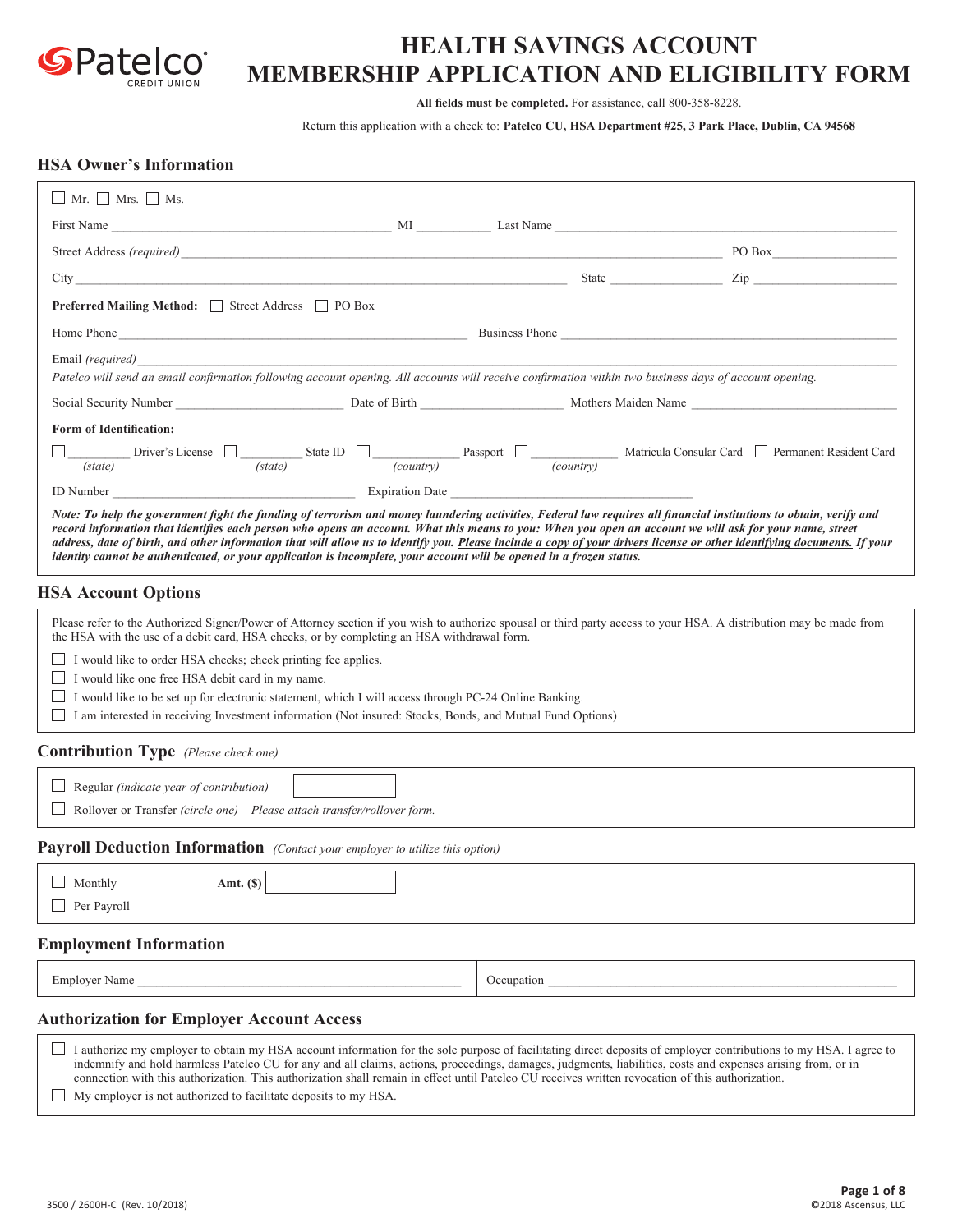Patelco CREDIT UNION

# HEALTH SAVINGS ACCOUNT MEMBERSHIP APPLICATION AND ELIGIBILITY FORM

**All fields must be completed.** For assistance, call 800-358-8228.

Return this application with a check to: **Patelco CU, HSA Department #25, 3 Park Place, Dublin, CA 94568**

## HSA Owner's Information

☐ Mr. ☐ Mrs. ☐ Ms.

First Name ____________________ MI ______ Last Name ____________________

Street Address *(required)* ____________________ PO Box __________

City ____________________ State __________ Zip __________

**Preferred Mailing Method:** ☐ Street Address ☐ PO Box

Home Phone ____________________ Business Phone ____________________

Email *(required)* ____________________

*Patelco will send an email confirmation following account opening. All accounts will receive confirmation within two business days of account opening.*

Social Security Number __________ Date of Birth __________ Mothers Maiden Name __________

**Form of Identification:**

☐ ______ *(state)* Driver's License ☐ ______ *(state)* State ID ☐ ______ *(country)* Passport ☐ ______ *(country)* Matricula Consular Card ☐ Permanent Resident Card

ID Number ____________________ Expiration Date ____________________

***Note: To help the government fight the funding of terrorism and money laundering activities, Federal law requires all financial institutions to obtain, verify and record information that identifies each person who opens an account. What this means to you: When you open an account we will ask for your name, street address, date of birth, and other information that will allow us to identify you. Please include a copy of your drivers license or other identifying documents. If your identity cannot be authenticated, or your application is incomplete, your account will be opened in a frozen status.***

## HSA Account Options

Please refer to the Authorized Signer/Power of Attorney section if you wish to authorize spousal or third party access to your HSA. A distribution may be made from the HSA with the use of a debit card, HSA checks, or by completing an HSA withdrawal form.

☐ I would like to order HSA checks; check printing fee applies.

☐ I would like one free HSA debit card in my name.

☐ I would like to be set up for electronic statement, which I will access through PC-24 Online Banking.

☐ I am interested in receiving Investment information (Not insured: Stocks, Bonds, and Mutual Fund Options)

## Contribution Type *(Please check one)*

☐ Regular *(indicate year of contribution)* __________

☐ Rollover or Transfer *(circle one) – Please attach transfer/rollover form.*

## Payroll Deduction Information *(Contact your employer to utilize this option)*

☐ Monthly **Amt. ($)** __________

☐ Per Payroll

## Employment Information

Employer Name ____________________ Occupation ____________________

## Authorization for Employer Account Access

☐ I authorize my employer to obtain my HSA account information for the sole purpose of facilitating direct deposits of employer contributions to my HSA. I agree to indemnify and hold harmless Patelco CU for any and all claims, actions, proceedings, damages, judgments, liabilities, costs and expenses arising from, or in connection with this authorization. This authorization shall remain in effect until Patelco CU receives written revocation of this authorization.

☐ My employer is not authorized to facilitate deposits to my HSA.

3500 / 2600H-C (Rev. 10/2018) ©2018 Ascensus, LLC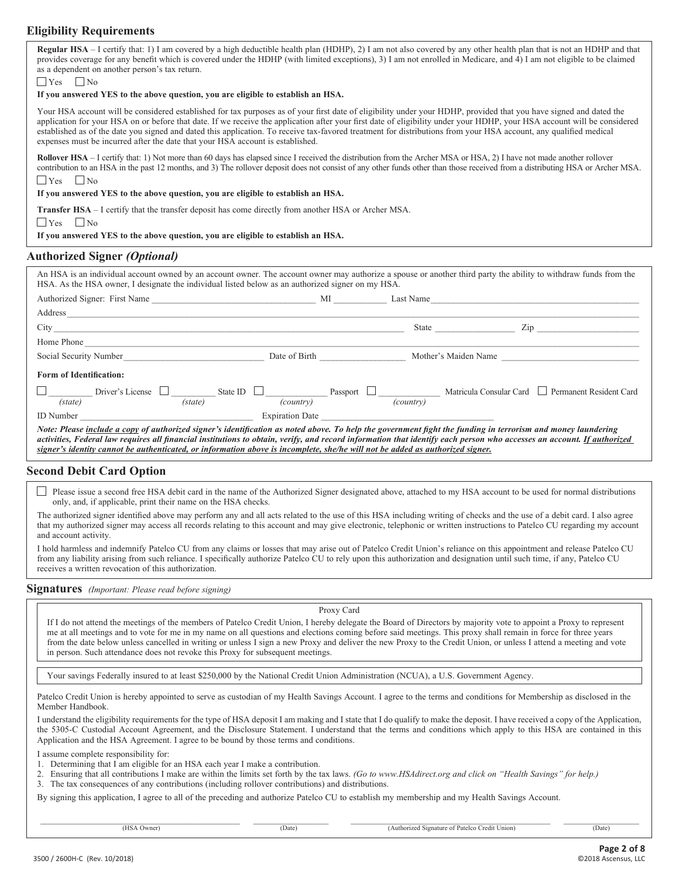## Eligibility Requirements

**Regular HSA** – I certify that: 1) I am covered by a high deductible health plan (HDHP), 2) I am not also covered by any other health plan that is not an HDHP and that provides coverage for any benefit which is covered under the HDHP (with limited exceptions), 3) I am not enrolled in Medicare, and 4) I am not eligible to be claimed as a dependent on another person's tax return.

☐ Yes ☐ No

**If you answered YES to the above question, you are eligible to establish an HSA.**

Your HSA account will be considered established for tax purposes as of your first date of eligibility under your HDHP, provided that you have signed and dated the application for your HSA on or before that date. If we receive the application after your first date of eligibility under your HDHP, your HSA account will be considered established as of the date you signed and dated this application. To receive tax-favored treatment for distributions from your HSA account, any qualified medical expenses must be incurred after the date that your HSA account is established.

**Rollover HSA** – I certify that: 1) Not more than 60 days has elapsed since I received the distribution from the Archer MSA or HSA, 2) I have not made another rollover contribution to an HSA in the past 12 months, and 3) The rollover deposit does not consist of any other funds other than those received from a distributing HSA or Archer MSA.

☐ Yes ☐ No

**If you answered YES to the above question, you are eligible to establish an HSA.**

**Transfer HSA** – I certify that the transfer deposit has come directly from another HSA or Archer MSA.

☐ Yes ☐ No

**If you answered YES to the above question, you are eligible to establish an HSA.**

## Authorized Signer *(Optional)*

An HSA is an individual account owned by an account owner. The account owner may authorize a spouse or another third party the ability to withdraw funds from the HSA. As the HSA owner, I designate the individual listed below as an authorized signer on my HSA.

Authorized Signer: First Name ______________________ MI ________ Last Name ______________________

Address ______________________________________________

City ______________________ State ________ Zip ________

Home Phone ______________________________________________

Social Security Number ______________ Date of Birth ______________ Mother's Maiden Name ______________

**Form of Identification:**

☐ ________ Driver's License *(state)* ☐ ________ State ID *(state)* ☐ ________ Passport *(country)* ☐ ________ Matricula Consular Card *(country)* ☐ Permanent Resident Card

ID Number ______________________ Expiration Date ______________________

***Note: Please <u>include a copy</u> of authorized signer's identification as noted above. To help the government fight the funding in terrorism and money laundering activities, Federal law requires all financial institutions to obtain, verify, and record information that identify each person who accesses an account. <u>If authorized signer's identity cannot be authenticated, or information above is incomplete, she/he will not be added as authorized signer.</u>***

## Second Debit Card Option

☐ Please issue a second free HSA debit card in the name of the Authorized Signer designated above, attached to my HSA account to be used for normal distributions only, and, if applicable, print their name on the HSA checks.

The authorized signer identified above may perform any and all acts related to the use of this HSA including writing of checks and the use of a debit card. I also agree that my authorized signer may access all records relating to this account and may give electronic, telephonic or written instructions to Patelco CU regarding my account and account activity.

I hold harmless and indemnify Patelco CU from any claims or losses that may arise out of Patelco Credit Union's reliance on this appointment and release Patelco CU from any liability arising from such reliance. I specifically authorize Patelco CU to rely upon this authorization and designation until such time, if any, Patelco CU receives a written revocation of this authorization.

## Signatures *(Important: Please read before signing)*

Proxy Card

If I do not attend the meetings of the members of Patelco Credit Union, I hereby delegate the Board of Directors by majority vote to appoint a Proxy to represent me at all meetings and to vote for me in my name on all questions and elections coming before said meetings. This proxy shall remain in force for three years from the date below unless cancelled in writing or unless I sign a new Proxy and deliver the new Proxy to the Credit Union, or unless I attend a meeting and vote in person. Such attendance does not revoke this Proxy for subsequent meetings.

Your savings Federally insured to at least $250,000 by the National Credit Union Administration (NCUA), a U.S. Government Agency.

Patelco Credit Union is hereby appointed to serve as custodian of my Health Savings Account. I agree to the terms and conditions for Membership as disclosed in the Member Handbook.

I understand the eligibility requirements for the type of HSA deposit I am making and I state that I do qualify to make the deposit. I have received a copy of the Application, the 5305-C Custodial Account Agreement, and the Disclosure Statement. I understand that the terms and conditions which apply to this HSA are contained in this Application and the HSA Agreement. I agree to be bound by those terms and conditions.

I assume complete responsibility for:

1. Determining that I am eligible for an HSA each year I make a contribution.
2. Ensuring that all contributions I make are within the limits set forth by the tax laws. *(Go to www.HSAdirect.org and click on "Health Savings" for help.)*
3. The tax consequences of any contributions (including rollover contributions) and distributions.

By signing this application, I agree to all of the preceding and authorize Patelco CU to establish my membership and my Health Savings Account.

______________________ (HSA Owner) ________ (Date) ______________________ (Authorized Signature of Patelco Credit Union) ________ (Date)

3500 / 2600H-C (Rev. 10/2018) ©2018 Ascensus, LLC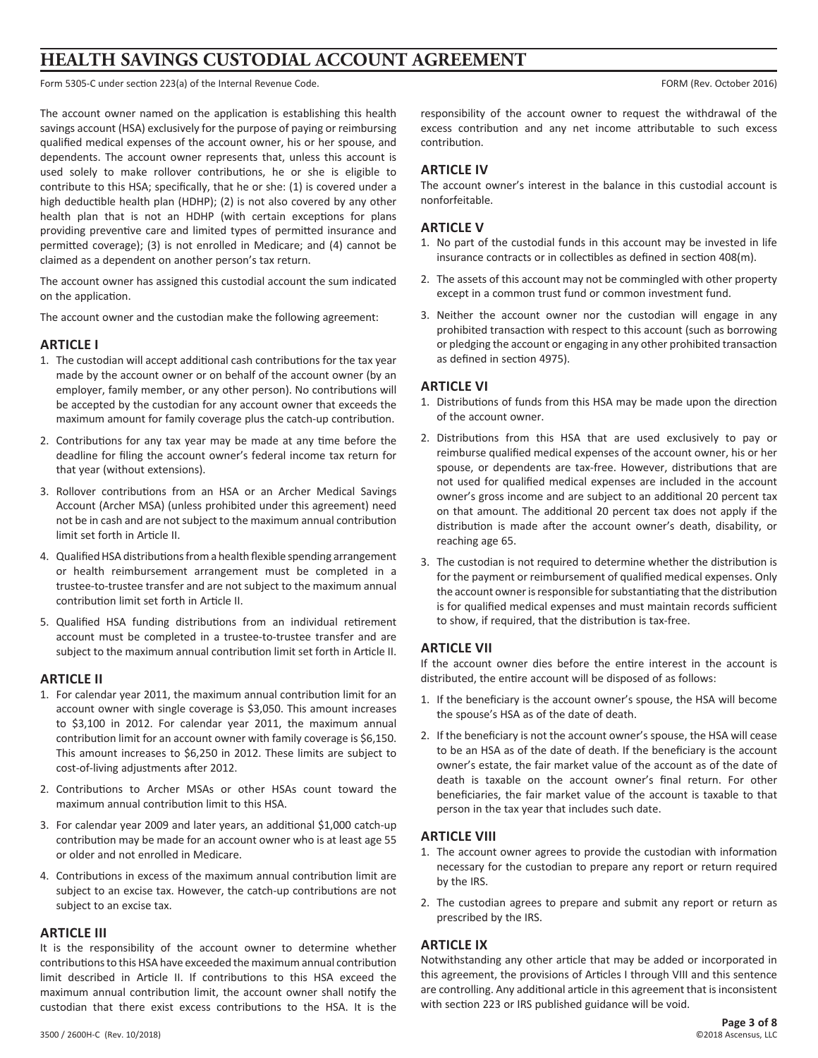# HEALTH SAVINGS CUSTODIAL ACCOUNT AGREEMENT

Form 5305-C under section 223(a) of the Internal Revenue Code. FORM (Rev. October 2016)

The account owner named on the application is establishing this health savings account (HSA) exclusively for the purpose of paying or reimbursing qualified medical expenses of the account owner, his or her spouse, and dependents. The account owner represents that, unless this account is used solely to make rollover contributions, he or she is eligible to contribute to this HSA; specifically, that he or she: (1) is covered under a high deductible health plan (HDHP); (2) is not also covered by any other health plan that is not an HDHP (with certain exceptions for plans providing preventive care and limited types of permitted insurance and permitted coverage); (3) is not enrolled in Medicare; and (4) cannot be claimed as a dependent on another person's tax return.

The account owner has assigned this custodial account the sum indicated on the application.

The account owner and the custodian make the following agreement:

## ARTICLE I

1. The custodian will accept additional cash contributions for the tax year made by the account owner or on behalf of the account owner (by an employer, family member, or any other person). No contributions will be accepted by the custodian for any account owner that exceeds the maximum amount for family coverage plus the catch-up contribution.
2. Contributions for any tax year may be made at any time before the deadline for filing the account owner's federal income tax return for that year (without extensions).
3. Rollover contributions from an HSA or an Archer Medical Savings Account (Archer MSA) (unless prohibited under this agreement) need not be in cash and are not subject to the maximum annual contribution limit set forth in Article II.
4. Qualified HSA distributions from a health flexible spending arrangement or health reimbursement arrangement must be completed in a trustee-to-trustee transfer and are not subject to the maximum annual contribution limit set forth in Article II.
5. Qualified HSA funding distributions from an individual retirement account must be completed in a trustee-to-trustee transfer and are subject to the maximum annual contribution limit set forth in Article II.

## ARTICLE II

1. For calendar year 2011, the maximum annual contribution limit for an account owner with single coverage is $3,050. This amount increases to $3,100 in 2012. For calendar year 2011, the maximum annual contribution limit for an account owner with family coverage is $6,150. This amount increases to $6,250 in 2012. These limits are subject to cost-of-living adjustments after 2012.
2. Contributions to Archer MSAs or other HSAs count toward the maximum annual contribution limit to this HSA.
3. For calendar year 2009 and later years, an additional $1,000 catch-up contribution may be made for an account owner who is at least age 55 or older and not enrolled in Medicare.
4. Contributions in excess of the maximum annual contribution limit are subject to an excise tax. However, the catch-up contributions are not subject to an excise tax.

## ARTICLE III

It is the responsibility of the account owner to determine whether contributions to this HSA have exceeded the maximum annual contribution limit described in Article II. If contributions to this HSA exceed the maximum annual contribution limit, the account owner shall notify the custodian that there exist excess contributions to the HSA. It is the responsibility of the account owner to request the withdrawal of the excess contribution and any net income attributable to such excess contribution.

## ARTICLE IV

The account owner's interest in the balance in this custodial account is nonforfeitable.

## ARTICLE V

1. No part of the custodial funds in this account may be invested in life insurance contracts or in collectibles as defined in section 408(m).
2. The assets of this account may not be commingled with other property except in a common trust fund or common investment fund.
3. Neither the account owner nor the custodian will engage in any prohibited transaction with respect to this account (such as borrowing or pledging the account or engaging in any other prohibited transaction as defined in section 4975).

## ARTICLE VI

1. Distributions of funds from this HSA may be made upon the direction of the account owner.
2. Distributions from this HSA that are used exclusively to pay or reimburse qualified medical expenses of the account owner, his or her spouse, or dependents are tax-free. However, distributions that are not used for qualified medical expenses are included in the account owner's gross income and are subject to an additional 20 percent tax on that amount. The additional 20 percent tax does not apply if the distribution is made after the account owner's death, disability, or reaching age 65.
3. The custodian is not required to determine whether the distribution is for the payment or reimbursement of qualified medical expenses. Only the account owner is responsible for substantiating that the distribution is for qualified medical expenses and must maintain records sufficient to show, if required, that the distribution is tax-free.

## ARTICLE VII

If the account owner dies before the entire interest in the account is distributed, the entire account will be disposed of as follows:

1. If the beneficiary is the account owner's spouse, the HSA will become the spouse's HSA as of the date of death.
2. If the beneficiary is not the account owner's spouse, the HSA will cease to be an HSA as of the date of death. If the beneficiary is the account owner's estate, the fair market value of the account as of the date of death is taxable on the account owner's final return. For other beneficiaries, the fair market value of the account is taxable to that person in the tax year that includes such date.

## ARTICLE VIII

1. The account owner agrees to provide the custodian with information necessary for the custodian to prepare any report or return required by the IRS.
2. The custodian agrees to prepare and submit any report or return as prescribed by the IRS.

## ARTICLE IX

Notwithstanding any other article that may be added or incorporated in this agreement, the provisions of Articles I through VIII and this sentence are controlling. Any additional article in this agreement that is inconsistent with section 223 or IRS published guidance will be void.

3500 / 2600H-C (Rev. 10/2018) ©2018 Ascensus, LLC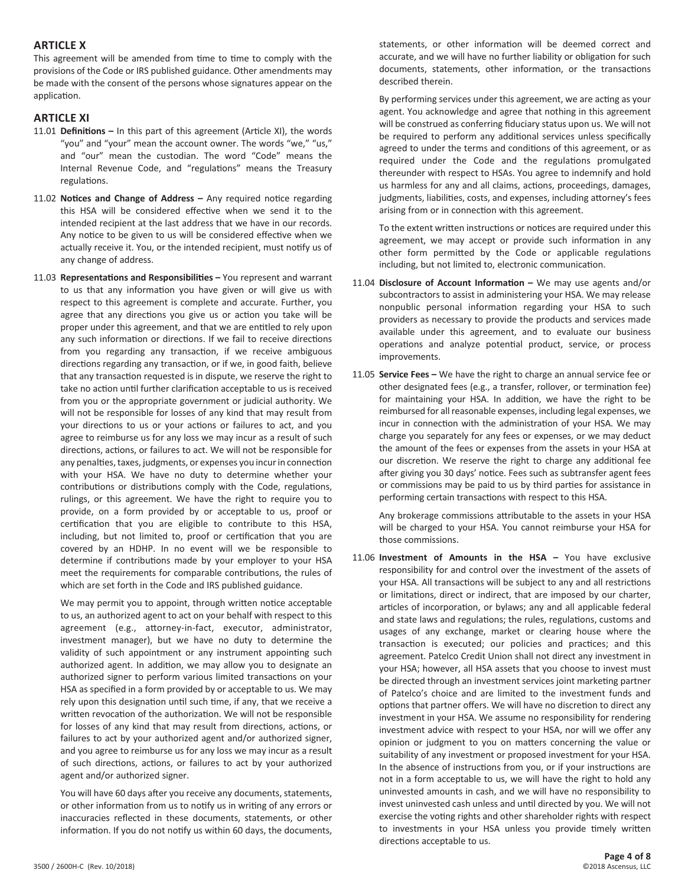## ARTICLE X

This agreement will be amended from time to time to comply with the provisions of the Code or IRS published guidance. Other amendments may be made with the consent of the persons whose signatures appear on the application.

## ARTICLE XI

11.01 **Definitions –** In this part of this agreement (Article XI), the words "you" and "your" mean the account owner. The words "we," "us," and "our" mean the custodian. The word "Code" means the Internal Revenue Code, and "regulations" means the Treasury regulations.

11.02 **Notices and Change of Address –** Any required notice regarding this HSA will be considered effective when we send it to the intended recipient at the last address that we have in our records. Any notice to be given to us will be considered effective when we actually receive it. You, or the intended recipient, must notify us of any change of address.

11.03 **Representations and Responsibilities –** You represent and warrant to us that any information you have given or will give us with respect to this agreement is complete and accurate. Further, you agree that any directions you give us or action you take will be proper under this agreement, and that we are entitled to rely upon any such information or directions. If we fail to receive directions from you regarding any transaction, if we receive ambiguous directions regarding any transaction, or if we, in good faith, believe that any transaction requested is in dispute, we reserve the right to take no action until further clarification acceptable to us is received from you or the appropriate government or judicial authority. We will not be responsible for losses of any kind that may result from your directions to us or your actions or failures to act, and you agree to reimburse us for any loss we may incur as a result of such directions, actions, or failures to act. We will not be responsible for any penalties, taxes, judgments, or expenses you incur in connection with your HSA. We have no duty to determine whether your contributions or distributions comply with the Code, regulations, rulings, or this agreement. We have the right to require you to provide, on a form provided by or acceptable to us, proof or certification that you are eligible to contribute to this HSA, including, but not limited to, proof or certification that you are covered by an HDHP. In no event will we be responsible to determine if contributions made by your employer to your HSA meet the requirements for comparable contributions, the rules of which are set forth in the Code and IRS published guidance.

We may permit you to appoint, through written notice acceptable to us, an authorized agent to act on your behalf with respect to this agreement (e.g., attorney-in-fact, executor, administrator, investment manager), but we have no duty to determine the validity of such appointment or any instrument appointing such authorized agent. In addition, we may allow you to designate an authorized signer to perform various limited transactions on your HSA as specified in a form provided by or acceptable to us. We may rely upon this designation until such time, if any, that we receive a written revocation of the authorization. We will not be responsible for losses of any kind that may result from directions, actions, or failures to act by your authorized agent and/or authorized signer, and you agree to reimburse us for any loss we may incur as a result of such directions, actions, or failures to act by your authorized agent and/or authorized signer.

You will have 60 days after you receive any documents, statements, or other information from us to notify us in writing of any errors or inaccuracies reflected in these documents, statements, or other information. If you do not notify us within 60 days, the documents, statements, or other information will be deemed correct and accurate, and we will have no further liability or obligation for such documents, statements, other information, or the transactions described therein.

By performing services under this agreement, we are acting as your agent. You acknowledge and agree that nothing in this agreement will be construed as conferring fiduciary status upon us. We will not be required to perform any additional services unless specifically agreed to under the terms and conditions of this agreement, or as required under the Code and the regulations promulgated thereunder with respect to HSAs. You agree to indemnify and hold us harmless for any and all claims, actions, proceedings, damages, judgments, liabilities, costs, and expenses, including attorney's fees arising from or in connection with this agreement.

To the extent written instructions or notices are required under this agreement, we may accept or provide such information in any other form permitted by the Code or applicable regulations including, but not limited to, electronic communication.

11.04 **Disclosure of Account Information –** We may use agents and/or subcontractors to assist in administering your HSA. We may release nonpublic personal information regarding your HSA to such providers as necessary to provide the products and services made available under this agreement, and to evaluate our business operations and analyze potential product, service, or process improvements.

11.05 **Service Fees –** We have the right to charge an annual service fee or other designated fees (e.g., a transfer, rollover, or termination fee) for maintaining your HSA. In addition, we have the right to be reimbursed for all reasonable expenses, including legal expenses, we incur in connection with the administration of your HSA. We may charge you separately for any fees or expenses, or we may deduct the amount of the fees or expenses from the assets in your HSA at our discretion. We reserve the right to charge any additional fee after giving you 30 days' notice. Fees such as subtransfer agent fees or commissions may be paid to us by third parties for assistance in performing certain transactions with respect to this HSA.

Any brokerage commissions attributable to the assets in your HSA will be charged to your HSA. You cannot reimburse your HSA for those commissions.

11.06 **Investment of Amounts in the HSA –** You have exclusive responsibility for and control over the investment of the assets of your HSA. All transactions will be subject to any and all restrictions or limitations, direct or indirect, that are imposed by our charter, articles of incorporation, or bylaws; any and all applicable federal and state laws and regulations; the rules, regulations, customs and usages of any exchange, market or clearing house where the transaction is executed; our policies and practices; and this agreement. Patelco Credit Union shall not direct any investment in your HSA; however, all HSA assets that you choose to invest must be directed through an investment services joint marketing partner of Patelco's choice and are limited to the investment funds and options that partner offers. We will have no discretion to direct any investment in your HSA. We assume no responsibility for rendering investment advice with respect to your HSA, nor will we offer any opinion or judgment to you on matters concerning the value or suitability of any investment or proposed investment for your HSA. In the absence of instructions from you, or if your instructions are not in a form acceptable to us, we will have the right to hold any uninvested amounts in cash, and we will have no responsibility to invest uninvested cash unless and until directed by you. We will not exercise the voting rights and other shareholder rights with respect to investments in your HSA unless you provide timely written directions acceptable to us.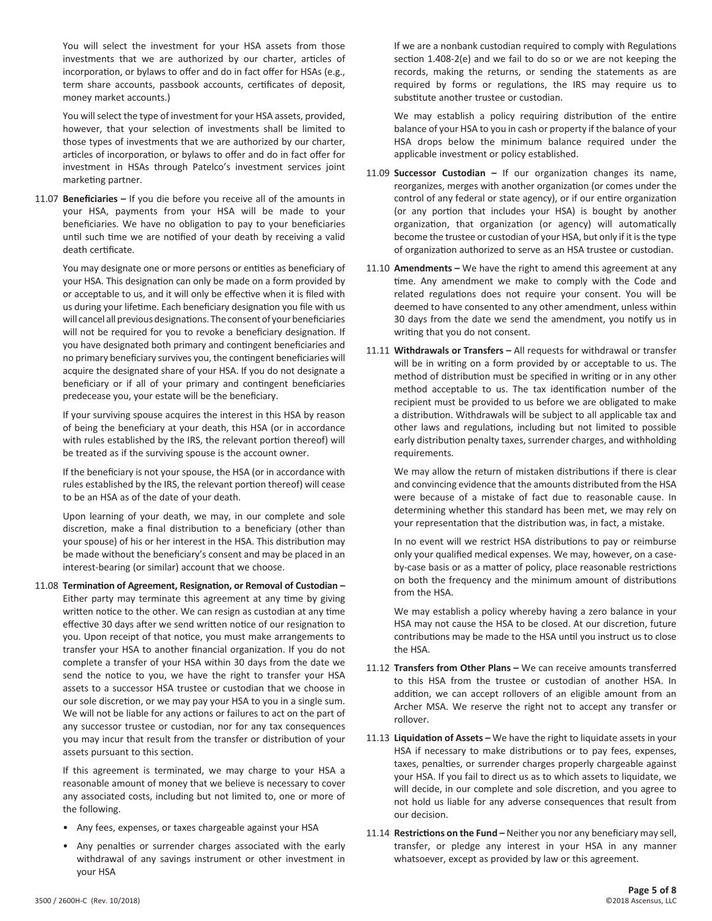You will select the investment for your HSA assets from those investments that we are authorized by our charter, articles of incorporation, or bylaws to offer and do in fact offer for HSAs (e.g., term share accounts, passbook accounts, certificates of deposit, money market accounts.)

You will select the type of investment for your HSA assets, provided, however, that your selection of investments shall be limited to those types of investments that we are authorized by our charter, articles of incorporation, or bylaws to offer and do in fact offer for investment in HSAs through Patelco's investment services joint marketing partner.

11.07 **Beneficiaries –** If you die before you receive all of the amounts in your HSA, payments from your HSA will be made to your beneficiaries. We have no obligation to pay to your beneficiaries until such time we are notified of your death by receiving a valid death certificate.

You may designate one or more persons or entities as beneficiary of your HSA. This designation can only be made on a form provided by or acceptable to us, and it will only be effective when it is filed with us during your lifetime. Each beneficiary designation you file with us will cancel all previous designations. The consent of your beneficiaries will not be required for you to revoke a beneficiary designation. If you have designated both primary and contingent beneficiaries and no primary beneficiary survives you, the contingent beneficiaries will acquire the designated share of your HSA. If you do not designate a beneficiary or if all of your primary and contingent beneficiaries predecease you, your estate will be the beneficiary.

If your surviving spouse acquires the interest in this HSA by reason of being the beneficiary at your death, this HSA (or in accordance with rules established by the IRS, the relevant portion thereof) will be treated as if the surviving spouse is the account owner.

If the beneficiary is not your spouse, the HSA (or in accordance with rules established by the IRS, the relevant portion thereof) will cease to be an HSA as of the date of your death.

Upon learning of your death, we may, in our complete and sole discretion, make a final distribution to a beneficiary (other than your spouse) of his or her interest in the HSA. This distribution may be made without the beneficiary's consent and may be placed in an interest-bearing (or similar) account that we choose.

11.08 **Termination of Agreement, Resignation, or Removal of Custodian –** Either party may terminate this agreement at any time by giving written notice to the other. We can resign as custodian at any time effective 30 days after we send written notice of our resignation to you. Upon receipt of that notice, you must make arrangements to transfer your HSA to another financial organization. If you do not complete a transfer of your HSA within 30 days from the date we send the notice to you, we have the right to transfer your HSA assets to a successor HSA trustee or custodian that we choose in our sole discretion, or we may pay your HSA to you in a single sum. We will not be liable for any actions or failures to act on the part of any successor trustee or custodian, nor for any tax consequences you may incur that result from the transfer or distribution of your assets pursuant to this section.

If this agreement is terminated, we may charge to your HSA a reasonable amount of money that we believe is necessary to cover any associated costs, including but not limited to, one or more of the following.

- Any fees, expenses, or taxes chargeable against your HSA
- Any penalties or surrender charges associated with the early withdrawal of any savings instrument or other investment in your HSA

If we are a nonbank custodian required to comply with Regulations section 1.408-2(e) and we fail to do so or we are not keeping the records, making the returns, or sending the statements as are required by forms or regulations, the IRS may require us to substitute another trustee or custodian.

We may establish a policy requiring distribution of the entire balance of your HSA to you in cash or property if the balance of your HSA drops below the minimum balance required under the applicable investment or policy established.

11.09 **Successor Custodian –** If our organization changes its name, reorganizes, merges with another organization (or comes under the control of any federal or state agency), or if our entire organization (or any portion that includes your HSA) is bought by another organization, that organization (or agency) will automatically become the trustee or custodian of your HSA, but only if it is the type of organization authorized to serve as an HSA trustee or custodian.

11.10 **Amendments –** We have the right to amend this agreement at any time. Any amendment we make to comply with the Code and related regulations does not require your consent. You will be deemed to have consented to any other amendment, unless within 30 days from the date we send the amendment, you notify us in writing that you do not consent.

11.11 **Withdrawals or Transfers –** All requests for withdrawal or transfer will be in writing on a form provided by or acceptable to us. The method of distribution must be specified in writing or in any other method acceptable to us. The tax identification number of the recipient must be provided to us before we are obligated to make a distribution. Withdrawals will be subject to all applicable tax and other laws and regulations, including but not limited to possible early distribution penalty taxes, surrender charges, and withholding requirements.

We may allow the return of mistaken distributions if there is clear and convincing evidence that the amounts distributed from the HSA were because of a mistake of fact due to reasonable cause. In determining whether this standard has been met, we may rely on your representation that the distribution was, in fact, a mistake.

In no event will we restrict HSA distributions to pay or reimburse only your qualified medical expenses. We may, however, on a case-by-case basis or as a matter of policy, place reasonable restrictions on both the frequency and the minimum amount of distributions from the HSA.

We may establish a policy whereby having a zero balance in your HSA may not cause the HSA to be closed. At our discretion, future contributions may be made to the HSA until you instruct us to close the HSA.

11.12 **Transfers from Other Plans –** We can receive amounts transferred to this HSA from the trustee or custodian of another HSA. In addition, we can accept rollovers of an eligible amount from an Archer MSA. We reserve the right not to accept any transfer or rollover.

11.13 **Liquidation of Assets –** We have the right to liquidate assets in your HSA if necessary to make distributions or to pay fees, expenses, taxes, penalties, or surrender charges properly chargeable against your HSA. If you fail to direct us as to which assets to liquidate, we will decide, in our complete and sole discretion, and you agree to not hold us liable for any adverse consequences that result from our decision.

11.14 **Restrictions on the Fund –** Neither you nor any beneficiary may sell, transfer, or pledge any interest in your HSA in any manner whatsoever, except as provided by law or this agreement.

3500 / 2600H-C (Rev. 10/2018)

©2018 Ascensus, LLC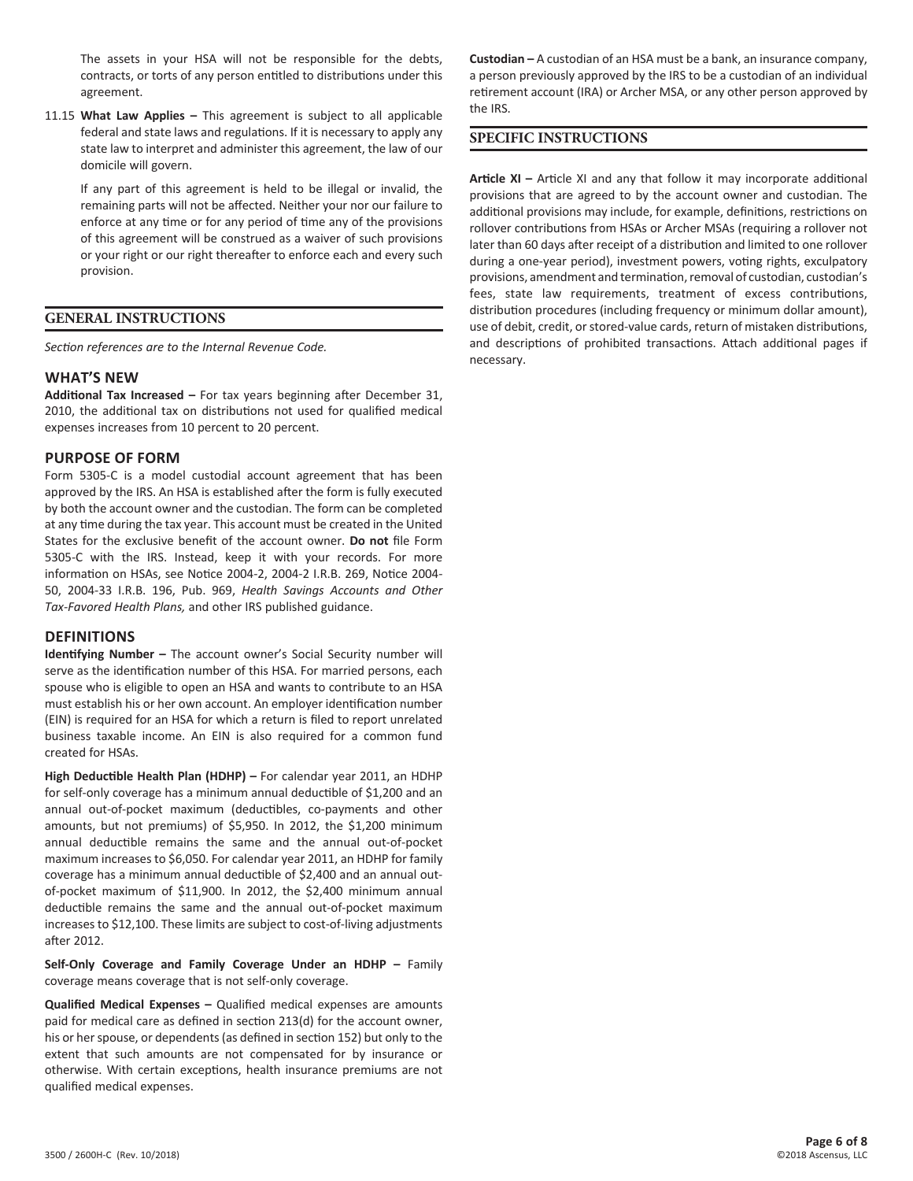The assets in your HSA will not be responsible for the debts, contracts, or torts of any person entitled to distributions under this agreement.

11.15 **What Law Applies –** This agreement is subject to all applicable federal and state laws and regulations. If it is necessary to apply any state law to interpret and administer this agreement, the law of our domicile will govern.

If any part of this agreement is held to be illegal or invalid, the remaining parts will not be affected. Neither your nor our failure to enforce at any time or for any period of time any of the provisions of this agreement will be construed as a waiver of such provisions or your right or our right thereafter to enforce each and every such provision.

## GENERAL INSTRUCTIONS

*Section references are to the Internal Revenue Code.*

### WHAT'S NEW

**Additional Tax Increased –** For tax years beginning after December 31, 2010, the additional tax on distributions not used for qualified medical expenses increases from 10 percent to 20 percent.

### PURPOSE OF FORM

Form 5305-C is a model custodial account agreement that has been approved by the IRS. An HSA is established after the form is fully executed by both the account owner and the custodian. The form can be completed at any time during the tax year. This account must be created in the United States for the exclusive benefit of the account owner. **Do not** file Form 5305-C with the IRS. Instead, keep it with your records. For more information on HSAs, see Notice 2004-2, 2004-2 I.R.B. 269, Notice 2004-50, 2004-33 I.R.B. 196, Pub. 969, *Health Savings Accounts and Other Tax-Favored Health Plans,* and other IRS published guidance.

### DEFINITIONS

**Identifying Number –** The account owner's Social Security number will serve as the identification number of this HSA. For married persons, each spouse who is eligible to open an HSA and wants to contribute to an HSA must establish his or her own account. An employer identification number (EIN) is required for an HSA for which a return is filed to report unrelated business taxable income. An EIN is also required for a common fund created for HSAs.

**High Deductible Health Plan (HDHP) –** For calendar year 2011, an HDHP for self-only coverage has a minimum annual deductible of $1,200 and an annual out-of-pocket maximum (deductibles, co-payments and other amounts, but not premiums) of $5,950. In 2012, the $1,200 minimum annual deductible remains the same and the annual out-of-pocket maximum increases to $6,050. For calendar year 2011, an HDHP for family coverage has a minimum annual deductible of $2,400 and an annual out-of-pocket maximum of $11,900. In 2012, the $2,400 minimum annual deductible remains the same and the annual out-of-pocket maximum increases to $12,100. These limits are subject to cost-of-living adjustments after 2012.

**Self-Only Coverage and Family Coverage Under an HDHP –** Family coverage means coverage that is not self-only coverage.

**Qualified Medical Expenses –** Qualified medical expenses are amounts paid for medical care as defined in section 213(d) for the account owner, his or her spouse, or dependents (as defined in section 152) but only to the extent that such amounts are not compensated for by insurance or otherwise. With certain exceptions, health insurance premiums are not qualified medical expenses.

**Custodian –** A custodian of an HSA must be a bank, an insurance company, a person previously approved by the IRS to be a custodian of an individual retirement account (IRA) or Archer MSA, or any other person approved by the IRS.

## SPECIFIC INSTRUCTIONS

**Article XI –** Article XI and any that follow it may incorporate additional provisions that are agreed to by the account owner and custodian. The additional provisions may include, for example, definitions, restrictions on rollover contributions from HSAs or Archer MSAs (requiring a rollover not later than 60 days after receipt of a distribution and limited to one rollover during a one-year period), investment powers, voting rights, exculpatory provisions, amendment and termination, removal of custodian, custodian's fees, state law requirements, treatment of excess contributions, distribution procedures (including frequency or minimum dollar amount), use of debit, credit, or stored-value cards, return of mistaken distributions, and descriptions of prohibited transactions. Attach additional pages if necessary.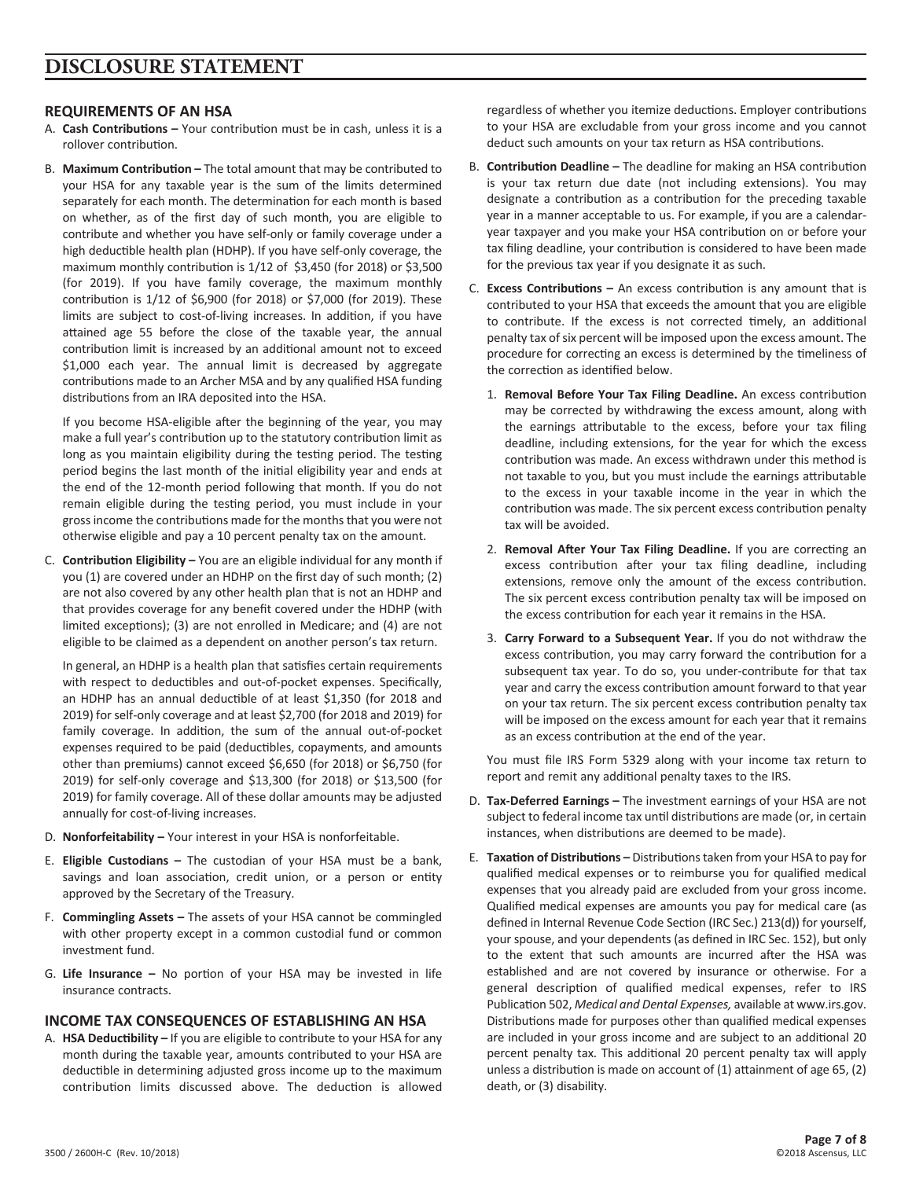# DISCLOSURE STATEMENT

## REQUIREMENTS OF AN HSA

A. **Cash Contributions –** Your contribution must be in cash, unless it is a rollover contribution.

B. **Maximum Contribution –** The total amount that may be contributed to your HSA for any taxable year is the sum of the limits determined separately for each month. The determination for each month is based on whether, as of the first day of such month, you are eligible to contribute and whether you have self-only or family coverage under a high deductible health plan (HDHP). If you have self-only coverage, the maximum monthly contribution is 1/12 of $3,450 (for 2018) or $3,500 (for 2019). If you have family coverage, the maximum monthly contribution is 1/12 of $6,900 (for 2018) or $7,000 (for 2019). These limits are subject to cost-of-living increases. In addition, if you have attained age 55 before the close of the taxable year, the annual contribution limit is increased by an additional amount not to exceed $1,000 each year. The annual limit is decreased by aggregate contributions made to an Archer MSA and by any qualified HSA funding distributions from an IRA deposited into the HSA.

   If you become HSA-eligible after the beginning of the year, you may make a full year's contribution up to the statutory contribution limit as long as you maintain eligibility during the testing period. The testing period begins the last month of the initial eligibility year and ends at the end of the 12-month period following that month. If you do not remain eligible during the testing period, you must include in your gross income the contributions made for the months that you were not otherwise eligible and pay a 10 percent penalty tax on the amount.

C. **Contribution Eligibility –** You are an eligible individual for any month if you (1) are covered under an HDHP on the first day of such month; (2) are not also covered by any other health plan that is not an HDHP and that provides coverage for any benefit covered under the HDHP (with limited exceptions); (3) are not enrolled in Medicare; and (4) are not eligible to be claimed as a dependent on another person's tax return.

   In general, an HDHP is a health plan that satisfies certain requirements with respect to deductibles and out-of-pocket expenses. Specifically, an HDHP has an annual deductible of at least $1,350 (for 2018 and 2019) for self-only coverage and at least $2,700 (for 2018 and 2019) for family coverage. In addition, the sum of the annual out-of-pocket expenses required to be paid (deductibles, copayments, and amounts other than premiums) cannot exceed $6,650 (for 2018) or $6,750 (for 2019) for self-only coverage and $13,300 (for 2018) or $13,500 (for 2019) for family coverage. All of these dollar amounts may be adjusted annually for cost-of-living increases.

D. **Nonforfeitability –** Your interest in your HSA is nonforfeitable.

E. **Eligible Custodians –** The custodian of your HSA must be a bank, savings and loan association, credit union, or a person or entity approved by the Secretary of the Treasury.

F. **Commingling Assets –** The assets of your HSA cannot be commingled with other property except in a common custodial fund or common investment fund.

G. **Life Insurance –** No portion of your HSA may be invested in life insurance contracts.

## INCOME TAX CONSEQUENCES OF ESTABLISHING AN HSA

A. **HSA Deductibility –** If you are eligible to contribute to your HSA for any month during the taxable year, amounts contributed to your HSA are deductible in determining adjusted gross income up to the maximum contribution limits discussed above. The deduction is allowed regardless of whether you itemize deductions. Employer contributions to your HSA are excludable from your gross income and you cannot deduct such amounts on your tax return as HSA contributions.

B. **Contribution Deadline –** The deadline for making an HSA contribution is your tax return due date (not including extensions). You may designate a contribution as a contribution for the preceding taxable year in a manner acceptable to us. For example, if you are a calendar-year taxpayer and you make your HSA contribution on or before your tax filing deadline, your contribution is considered to have been made for the previous tax year if you designate it as such.

C. **Excess Contributions –** An excess contribution is any amount that is contributed to your HSA that exceeds the amount that you are eligible to contribute. If the excess is not corrected timely, an additional penalty tax of six percent will be imposed upon the excess amount. The procedure for correcting an excess is determined by the timeliness of the correction as identified below.

   1. **Removal Before Your Tax Filing Deadline.** An excess contribution may be corrected by withdrawing the excess amount, along with the earnings attributable to the excess, before your tax filing deadline, including extensions, for the year for which the excess contribution was made. An excess withdrawn under this method is not taxable to you, but you must include the earnings attributable to the excess in your taxable income in the year in which the contribution was made. The six percent excess contribution penalty tax will be avoided.

   2. **Removal After Your Tax Filing Deadline.** If you are correcting an excess contribution after your tax filing deadline, including extensions, remove only the amount of the excess contribution. The six percent excess contribution penalty tax will be imposed on the excess contribution for each year it remains in the HSA.

   3. **Carry Forward to a Subsequent Year.** If you do not withdraw the excess contribution, you may carry forward the contribution for a subsequent tax year. To do so, you under-contribute for that tax year and carry the excess contribution amount forward to that year on your tax return. The six percent excess contribution penalty tax will be imposed on the excess amount for each year that it remains as an excess contribution at the end of the year.

   You must file IRS Form 5329 along with your income tax return to report and remit any additional penalty taxes to the IRS.

D. **Tax-Deferred Earnings –** The investment earnings of your HSA are not subject to federal income tax until distributions are made (or, in certain instances, when distributions are deemed to be made).

E. **Taxation of Distributions –** Distributions taken from your HSA to pay for qualified medical expenses or to reimburse you for qualified medical expenses that you already paid are excluded from your gross income. Qualified medical expenses are amounts you pay for medical care (as defined in Internal Revenue Code Section (IRC Sec.) 213(d)) for yourself, your spouse, and your dependents (as defined in IRC Sec. 152), but only to the extent that such amounts are incurred after the HSA was established and are not covered by insurance or otherwise. For a general description of qualified medical expenses, refer to IRS Publication 502, *Medical and Dental Expenses,* available at www.irs.gov. Distributions made for purposes other than qualified medical expenses are included in your gross income and are subject to an additional 20 percent penalty tax. This additional 20 percent penalty tax will apply unless a distribution is made on account of (1) attainment of age 65, (2) death, or (3) disability.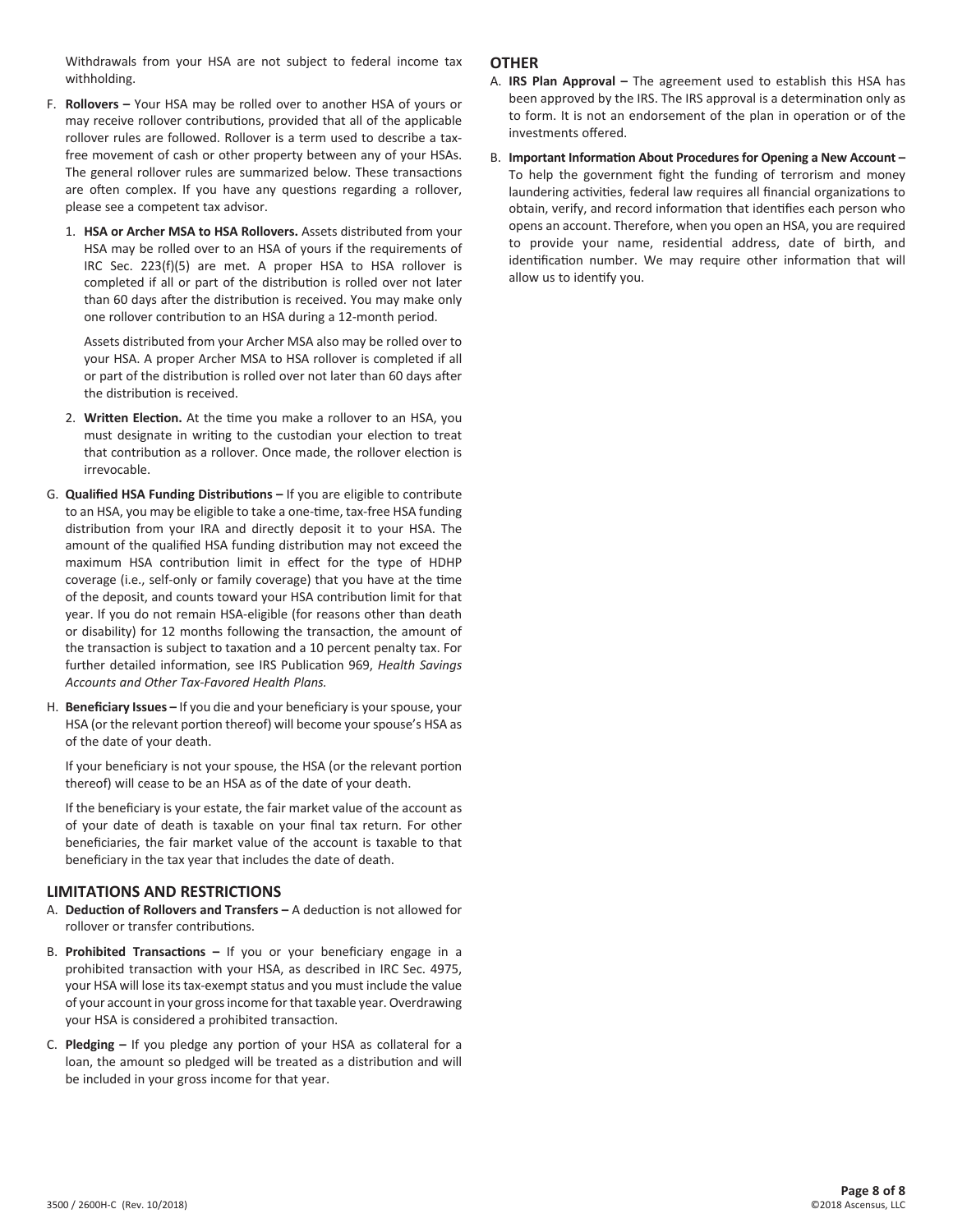Withdrawals from your HSA are not subject to federal income tax withholding.

F. **Rollovers –** Your HSA may be rolled over to another HSA of yours or may receive rollover contributions, provided that all of the applicable rollover rules are followed. Rollover is a term used to describe a tax-free movement of cash or other property between any of your HSAs. The general rollover rules are summarized below. These transactions are often complex. If you have any questions regarding a rollover, please see a competent tax advisor.

   1. **HSA or Archer MSA to HSA Rollovers.** Assets distributed from your HSA may be rolled over to an HSA of yours if the requirements of IRC Sec. 223(f)(5) are met. A proper HSA to HSA rollover is completed if all or part of the distribution is rolled over not later than 60 days after the distribution is received. You may make only one rollover contribution to an HSA during a 12-month period.

      Assets distributed from your Archer MSA also may be rolled over to your HSA. A proper Archer MSA to HSA rollover is completed if all or part of the distribution is rolled over not later than 60 days after the distribution is received.

   2. **Written Election.** At the time you make a rollover to an HSA, you must designate in writing to the custodian your election to treat that contribution as a rollover. Once made, the rollover election is irrevocable.

G. **Qualified HSA Funding Distributions –** If you are eligible to contribute to an HSA, you may be eligible to take a one-time, tax-free HSA funding distribution from your IRA and directly deposit it to your HSA. The amount of the qualified HSA funding distribution may not exceed the maximum HSA contribution limit in effect for the type of HDHP coverage (i.e., self-only or family coverage) that you have at the time of the deposit, and counts toward your HSA contribution limit for that year. If you do not remain HSA-eligible (for reasons other than death or disability) for 12 months following the transaction, the amount of the transaction is subject to taxation and a 10 percent penalty tax. For further detailed information, see IRS Publication 969, *Health Savings Accounts and Other Tax-Favored Health Plans.*

H. **Beneficiary Issues –** If you die and your beneficiary is your spouse, your HSA (or the relevant portion thereof) will become your spouse's HSA as of the date of your death.

   If your beneficiary is not your spouse, the HSA (or the relevant portion thereof) will cease to be an HSA as of the date of your death.

   If the beneficiary is your estate, the fair market value of the account as of your date of death is taxable on your final tax return. For other beneficiaries, the fair market value of the account is taxable to that beneficiary in the tax year that includes the date of death.

## LIMITATIONS AND RESTRICTIONS

A. **Deduction of Rollovers and Transfers –** A deduction is not allowed for rollover or transfer contributions.

B. **Prohibited Transactions –** If you or your beneficiary engage in a prohibited transaction with your HSA, as described in IRC Sec. 4975, your HSA will lose its tax-exempt status and you must include the value of your account in your gross income for that taxable year. Overdrawing your HSA is considered a prohibited transaction.

C. **Pledging –** If you pledge any portion of your HSA as collateral for a loan, the amount so pledged will be treated as a distribution and will be included in your gross income for that year.

## OTHER

A. **IRS Plan Approval –** The agreement used to establish this HSA has been approved by the IRS. The IRS approval is a determination only as to form. It is not an endorsement of the plan in operation or of the investments offered.

B. **Important Information About Procedures for Opening a New Account –** To help the government fight the funding of terrorism and money laundering activities, federal law requires all financial organizations to obtain, verify, and record information that identifies each person who opens an account. Therefore, when you open an HSA, you are required to provide your name, residential address, date of birth, and identification number. We may require other information that will allow us to identify you.

3500 / 2600H-C (Rev. 10/2018)

©2018 Ascensus, LLC